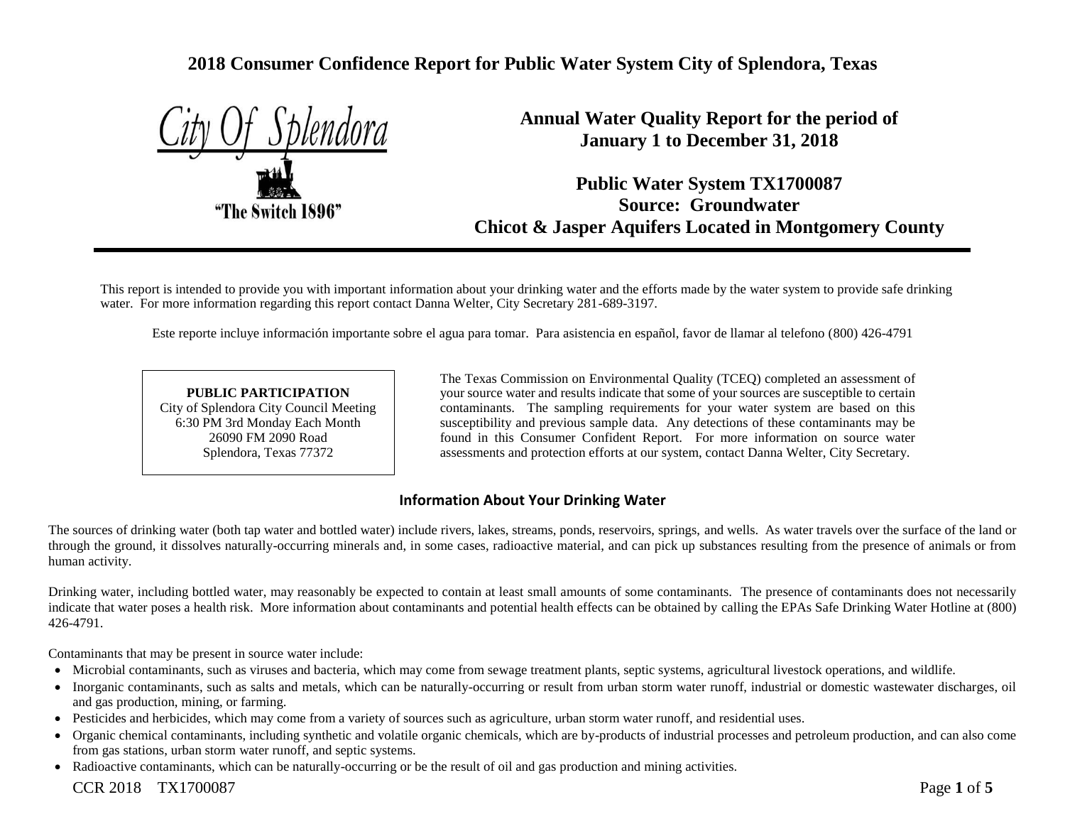# 2018 Consumer Confidence Report for Public Water System City of Splendora, Texas

City Of Splendora

"The Switch 1896"

## Annual Water Quality Report for the period of January 1 to December 31, 2018

## Public Water System TX1700087
## Source: Groundwater
## Chicot & Jasper Aquifers Located in Montgomery County

This report is intended to provide you with important information about your drinking water and the efforts made by the water system to provide safe drinking water. For more information regarding this report contact Danna Welter, City Secretary 281-689-3197.

Este reporte incluye información importante sobre el agua para tomar. Para asistencia en español, favor de llamar al telefono (800) 426-4791

**PUBLIC PARTICIPATION**
City of Splendora City Council Meeting
6:30 PM 3rd Monday Each Month
26090 FM 2090 Road
Splendora, Texas 77372

The Texas Commission on Environmental Quality (TCEQ) completed an assessment of your source water and results indicate that some of your sources are susceptible to certain contaminants. The sampling requirements for your water system are based on this susceptibility and previous sample data. Any detections of these contaminants may be found in this Consumer Confident Report. For more information on source water assessments and protection efforts at our system, contact Danna Welter, City Secretary.

### Information About Your Drinking Water

The sources of drinking water (both tap water and bottled water) include rivers, lakes, streams, ponds, reservoirs, springs, and wells. As water travels over the surface of the land or through the ground, it dissolves naturally-occurring minerals and, in some cases, radioactive material, and can pick up substances resulting from the presence of animals or from human activity.

Drinking water, including bottled water, may reasonably be expected to contain at least small amounts of some contaminants. The presence of contaminants does not necessarily indicate that water poses a health risk. More information about contaminants and potential health effects can be obtained by calling the EPAs Safe Drinking Water Hotline at (800) 426-4791.

Contaminants that may be present in source water include:

- Microbial contaminants, such as viruses and bacteria, which may come from sewage treatment plants, septic systems, agricultural livestock operations, and wildlife.
- Inorganic contaminants, such as salts and metals, which can be naturally-occurring or result from urban storm water runoff, industrial or domestic wastewater discharges, oil and gas production, mining, or farming.
- Pesticides and herbicides, which may come from a variety of sources such as agriculture, urban storm water runoff, and residential uses.
- Organic chemical contaminants, including synthetic and volatile organic chemicals, which are by-products of industrial processes and petroleum production, and can also come from gas stations, urban storm water runoff, and septic systems.
- Radioactive contaminants, which can be naturally-occurring or be the result of oil and gas production and mining activities.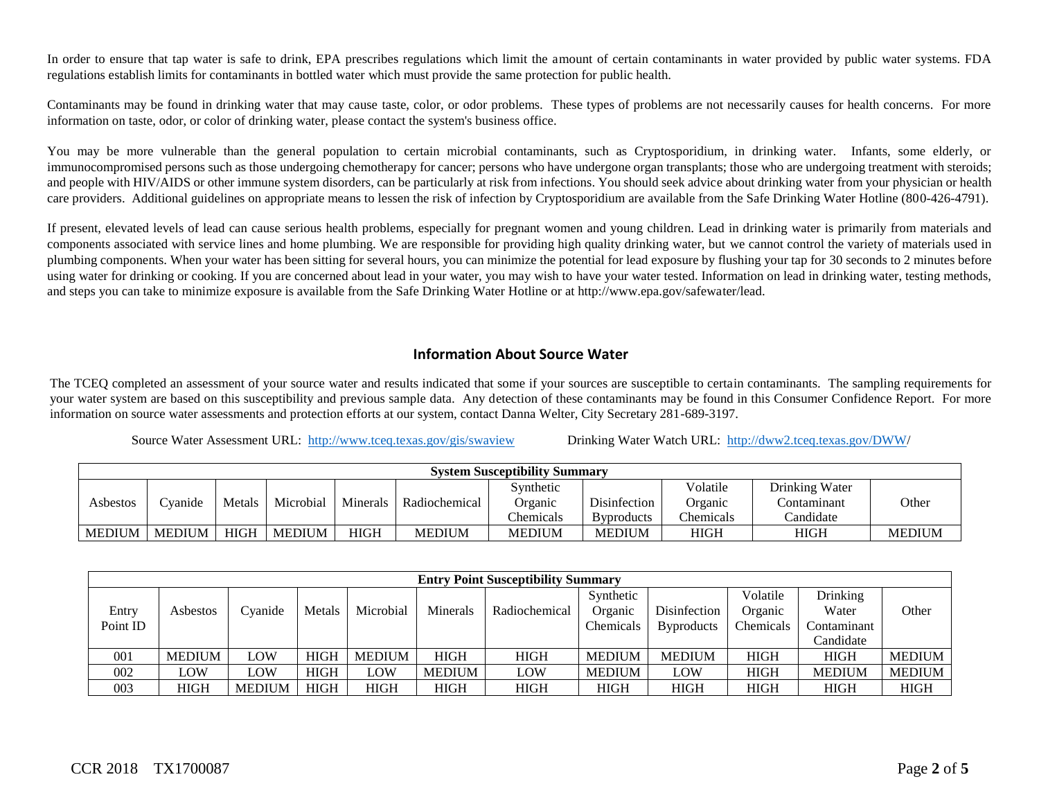In order to ensure that tap water is safe to drink, EPA prescribes regulations which limit the amount of certain contaminants in water provided by public water systems. FDA regulations establish limits for contaminants in bottled water which must provide the same protection for public health.

Contaminants may be found in drinking water that may cause taste, color, or odor problems. These types of problems are not necessarily causes for health concerns. For more information on taste, odor, or color of drinking water, please contact the system's business office.

You may be more vulnerable than the general population to certain microbial contaminants, such as Cryptosporidium, in drinking water. Infants, some elderly, or immunocompromised persons such as those undergoing chemotherapy for cancer; persons who have undergone organ transplants; those who are undergoing treatment with steroids; and people with HIV/AIDS or other immune system disorders, can be particularly at risk from infections. You should seek advice about drinking water from your physician or health care providers. Additional guidelines on appropriate means to lessen the risk of infection by Cryptosporidium are available from the Safe Drinking Water Hotline (800-426-4791).

If present, elevated levels of lead can cause serious health problems, especially for pregnant women and young children. Lead in drinking water is primarily from materials and components associated with service lines and home plumbing. We are responsible for providing high quality drinking water, but we cannot control the variety of materials used in plumbing components. When your water has been sitting for several hours, you can minimize the potential for lead exposure by flushing your tap for 30 seconds to 2 minutes before using water for drinking or cooking. If you are concerned about lead in your water, you may wish to have your water tested. Information on lead in drinking water, testing methods, and steps you can take to minimize exposure is available from the Safe Drinking Water Hotline or at http://www.epa.gov/safewater/lead.

## Information About Source Water

The TCEQ completed an assessment of your source water and results indicated that some if your sources are susceptible to certain contaminants. The sampling requirements for your water system are based on this susceptibility and previous sample data. Any detection of these contaminants may be found in this Consumer Confidence Report. For more information on source water assessments and protection efforts at our system, contact Danna Welter, City Secretary 281-689-3197.

Source Water Assessment URL: http://www.tceq.texas.gov/gis/swaview Drinking Water Watch URL: http://dww2.tceq.texas.gov/DWW/

**System Susceptibility Summary**

| Asbestos | Cyanide | Metals | Microbial | Minerals | Radiochemical | Synthetic Organic Chemicals | Disinfection Byproducts | Volatile Organic Chemicals | Drinking Water Contaminant Candidate | Other |
|---|---|---|---|---|---|---|---|---|---|---|
| MEDIUM | MEDIUM | HIGH | MEDIUM | HIGH | MEDIUM | MEDIUM | MEDIUM | HIGH | HIGH | MEDIUM |

**Entry Point Susceptibility Summary**

| Entry Point ID | Asbestos | Cyanide | Metals | Microbial | Minerals | Radiochemical | Synthetic Organic Chemicals | Disinfection Byproducts | Volatile Organic Chemicals | Drinking Water Contaminant Candidate | Other |
|---|---|---|---|---|---|---|---|---|---|---|---|
| 001 | MEDIUM | LOW | HIGH | MEDIUM | HIGH | HIGH | MEDIUM | MEDIUM | HIGH | HIGH | MEDIUM |
| 002 | LOW | LOW | HIGH | LOW | MEDIUM | LOW | MEDIUM | LOW | HIGH | MEDIUM | MEDIUM |
| 003 | HIGH | MEDIUM | HIGH | HIGH | HIGH | HIGH | HIGH | HIGH | HIGH | HIGH | HIGH |

CCR 2018 TX1700087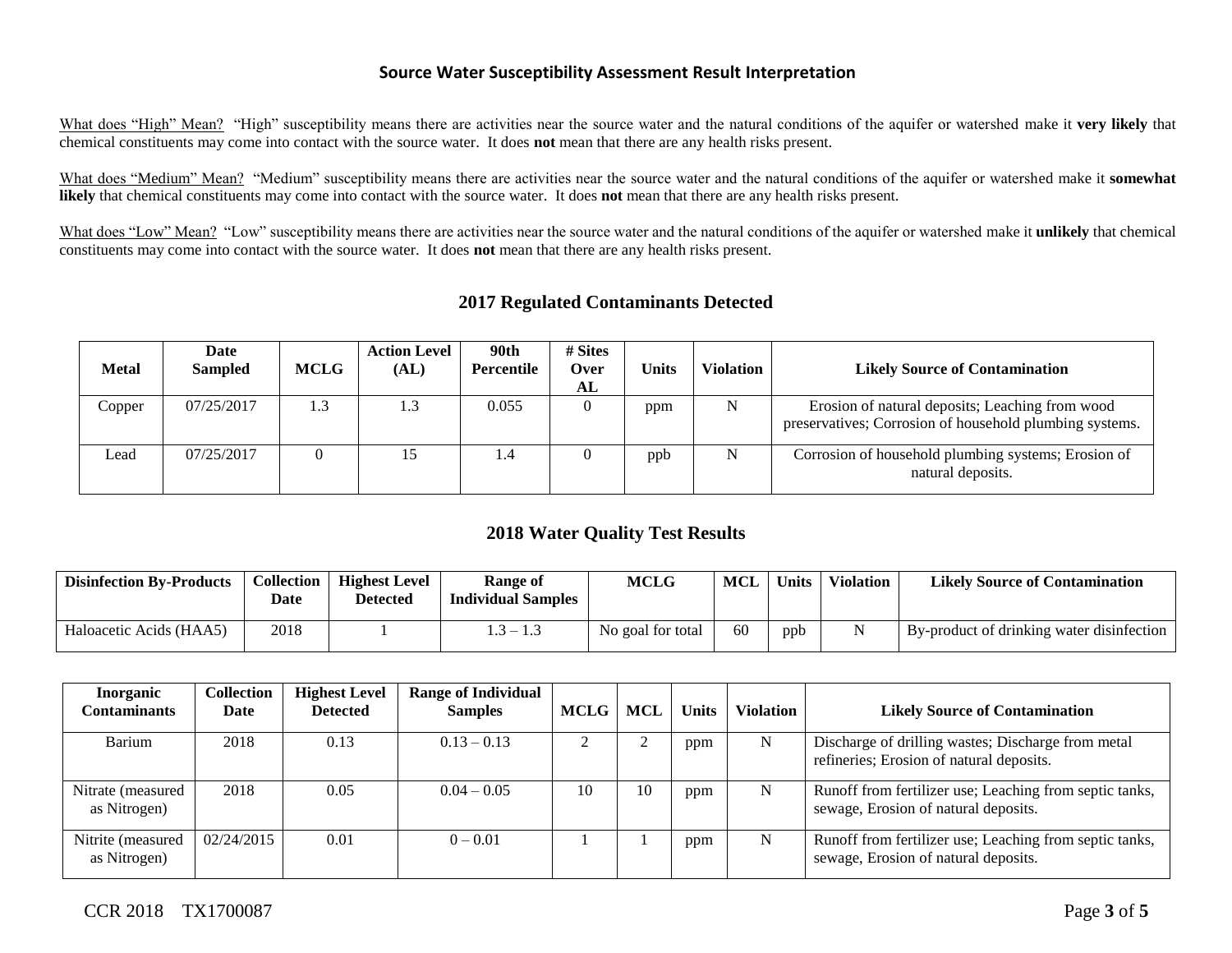## Source Water Susceptibility Assessment Result Interpretation

What does "High" Mean? "High" susceptibility means there are activities near the source water and the natural conditions of the aquifer or watershed make it **very likely** that chemical constituents may come into contact with the source water. It does **not** mean that there are any health risks present.

What does "Medium" Mean? "Medium" susceptibility means there are activities near the source water and the natural conditions of the aquifer or watershed make it **somewhat likely** that chemical constituents may come into contact with the source water. It does **not** mean that there are any health risks present.

What does "Low" Mean? "Low" susceptibility means there are activities near the source water and the natural conditions of the aquifer or watershed make it **unlikely** that chemical constituents may come into contact with the source water. It does **not** mean that there are any health risks present.

## 2017 Regulated Contaminants Detected

| Metal | Date Sampled | MCLG | Action Level (AL) | 90th Percentile | # Sites Over AL | Units | Violation | Likely Source of Contamination |
|---|---|---|---|---|---|---|---|---|
| Copper | 07/25/2017 | 1.3 | 1.3 | 0.055 | 0 | ppm | N | Erosion of natural deposits; Leaching from wood preservatives; Corrosion of household plumbing systems. |
| Lead | 07/25/2017 | 0 | 15 | 1.4 | 0 | ppb | N | Corrosion of household plumbing systems; Erosion of natural deposits. |

## 2018 Water Quality Test Results

| Disinfection By-Products | Collection Date | Highest Level Detected | Range of Individual Samples | MCLG | MCL | Units | Violation | Likely Source of Contamination |
|---|---|---|---|---|---|---|---|---|
| Haloacetic Acids (HAA5) | 2018 | 1 | 1.3 – 1.3 | No goal for total | 60 | ppb | N | By-product of drinking water disinfection |

| Inorganic Contaminants | Collection Date | Highest Level Detected | Range of Individual Samples | MCLG | MCL | Units | Violation | Likely Source of Contamination |
|---|---|---|---|---|---|---|---|---|
| Barium | 2018 | 0.13 | 0.13 – 0.13 | 2 | 2 | ppm | N | Discharge of drilling wastes; Discharge from metal refineries; Erosion of natural deposits. |
| Nitrate (measured as Nitrogen) | 2018 | 0.05 | 0.04 – 0.05 | 10 | 10 | ppm | N | Runoff from fertilizer use; Leaching from septic tanks, sewage, Erosion of natural deposits. |
| Nitrite (measured as Nitrogen) | 02/24/2015 | 0.01 | 0 – 0.01 | 1 | 1 | ppm | N | Runoff from fertilizer use; Leaching from septic tanks, sewage, Erosion of natural deposits. |

CCR 2018 TX1700087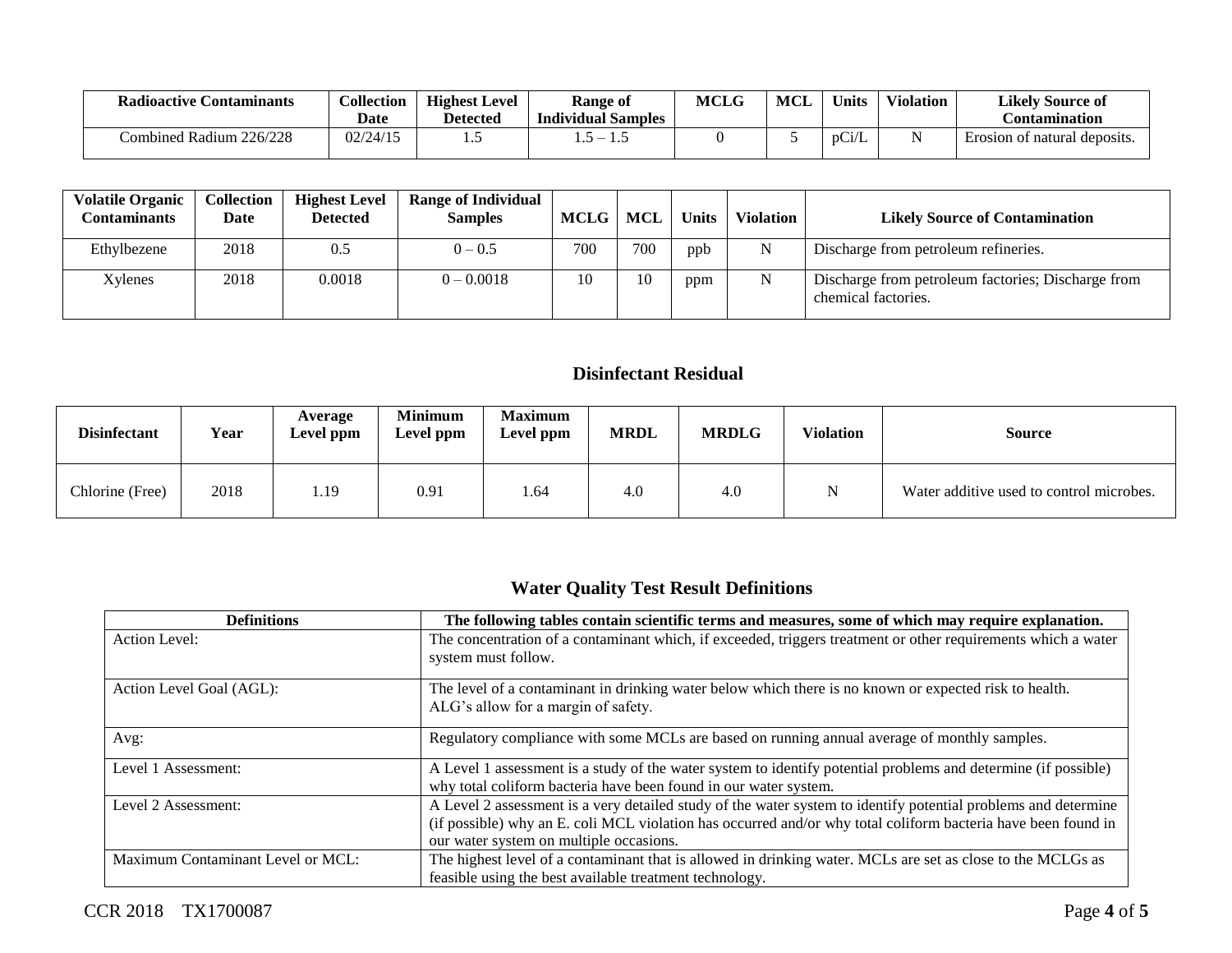| Radioactive Contaminants | Collection Date | Highest Level Detected | Range of Individual Samples | MCLG | MCL | Units | Violation | Likely Source of Contamination |
|---|---|---|---|---|---|---|---|---|
| Combined Radium 226/228 | 02/24/15 | 1.5 | 1.5 – 1.5 | 0 | 5 | pCi/L | N | Erosion of natural deposits. |

| Volatile Organic Contaminants | Collection Date | Highest Level Detected | Range of Individual Samples | MCLG | MCL | Units | Violation | Likely Source of Contamination |
|---|---|---|---|---|---|---|---|---|
| Ethylbezene | 2018 | 0.5 | 0 – 0.5 | 700 | 700 | ppb | N | Discharge from petroleum refineries. |
| Xylenes | 2018 | 0.0018 | 0 – 0.0018 | 10 | 10 | ppm | N | Discharge from petroleum factories; Discharge from chemical factories. |

## Disinfectant Residual

| Disinfectant | Year | Average Level ppm | Minimum Level ppm | Maximum Level ppm | MRDL | MRDLG | Violation | Source |
|---|---|---|---|---|---|---|---|---|
| Chlorine (Free) | 2018 | 1.19 | 0.91 | 1.64 | 4.0 | 4.0 | N | Water additive used to control microbes. |

## Water Quality Test Result Definitions

| Definitions | The following tables contain scientific terms and measures, some of which may require explanation. |
|---|---|
| Action Level: | The concentration of a contaminant which, if exceeded, triggers treatment or other requirements which a water system must follow. |
| Action Level Goal (AGL): | The level of a contaminant in drinking water below which there is no known or expected risk to health. ALG's allow for a margin of safety. |
| Avg: | Regulatory compliance with some MCLs are based on running annual average of monthly samples. |
| Level 1 Assessment: | A Level 1 assessment is a study of the water system to identify potential problems and determine (if possible) why total coliform bacteria have been found in our water system. |
| Level 2 Assessment: | A Level 2 assessment is a very detailed study of the water system to identify potential problems and determine (if possible) why an E. coli MCL violation has occurred and/or why total coliform bacteria have been found in our water system on multiple occasions. |
| Maximum Contaminant Level or MCL: | The highest level of a contaminant that is allowed in drinking water. MCLs are set as close to the MCLGs as feasible using the best available treatment technology. |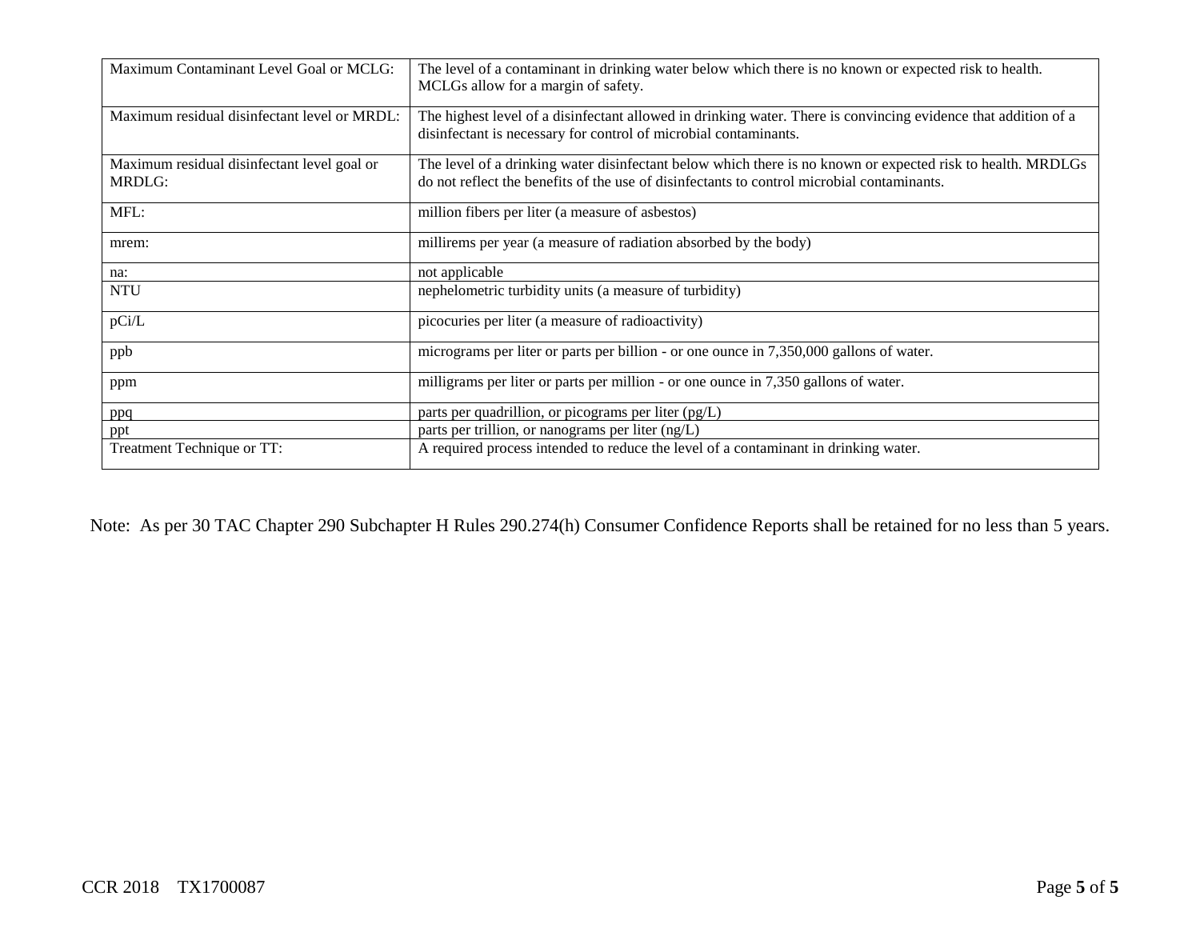| | |
|---|---|
| Maximum Contaminant Level Goal or MCLG: | The level of a contaminant in drinking water below which there is no known or expected risk to health. MCLGs allow for a margin of safety. |
| Maximum residual disinfectant level or MRDL: | The highest level of a disinfectant allowed in drinking water. There is convincing evidence that addition of a disinfectant is necessary for control of microbial contaminants. |
| Maximum residual disinfectant level goal or MRDLG: | The level of a drinking water disinfectant below which there is no known or expected risk to health. MRDLGs do not reflect the benefits of the use of disinfectants to control microbial contaminants. |
| MFL: | million fibers per liter (a measure of asbestos) |
| mrem: | millirems per year (a measure of radiation absorbed by the body) |
| na: | not applicable |
| NTU | nephelometric turbidity units (a measure of turbidity) |
| pCi/L | picocuries per liter (a measure of radioactivity) |
| ppb | micrograms per liter or parts per billion - or one ounce in 7,350,000 gallons of water. |
| ppm | milligrams per liter or parts per million - or one ounce in 7,350 gallons of water. |
| ppq | parts per quadrillion, or picograms per liter (pg/L) |
| ppt | parts per trillion, or nanograms per liter (ng/L) |
| Treatment Technique or TT: | A required process intended to reduce the level of a contaminant in drinking water. |

Note: As per 30 TAC Chapter 290 Subchapter H Rules 290.274(h) Consumer Confidence Reports shall be retained for no less than 5 years.